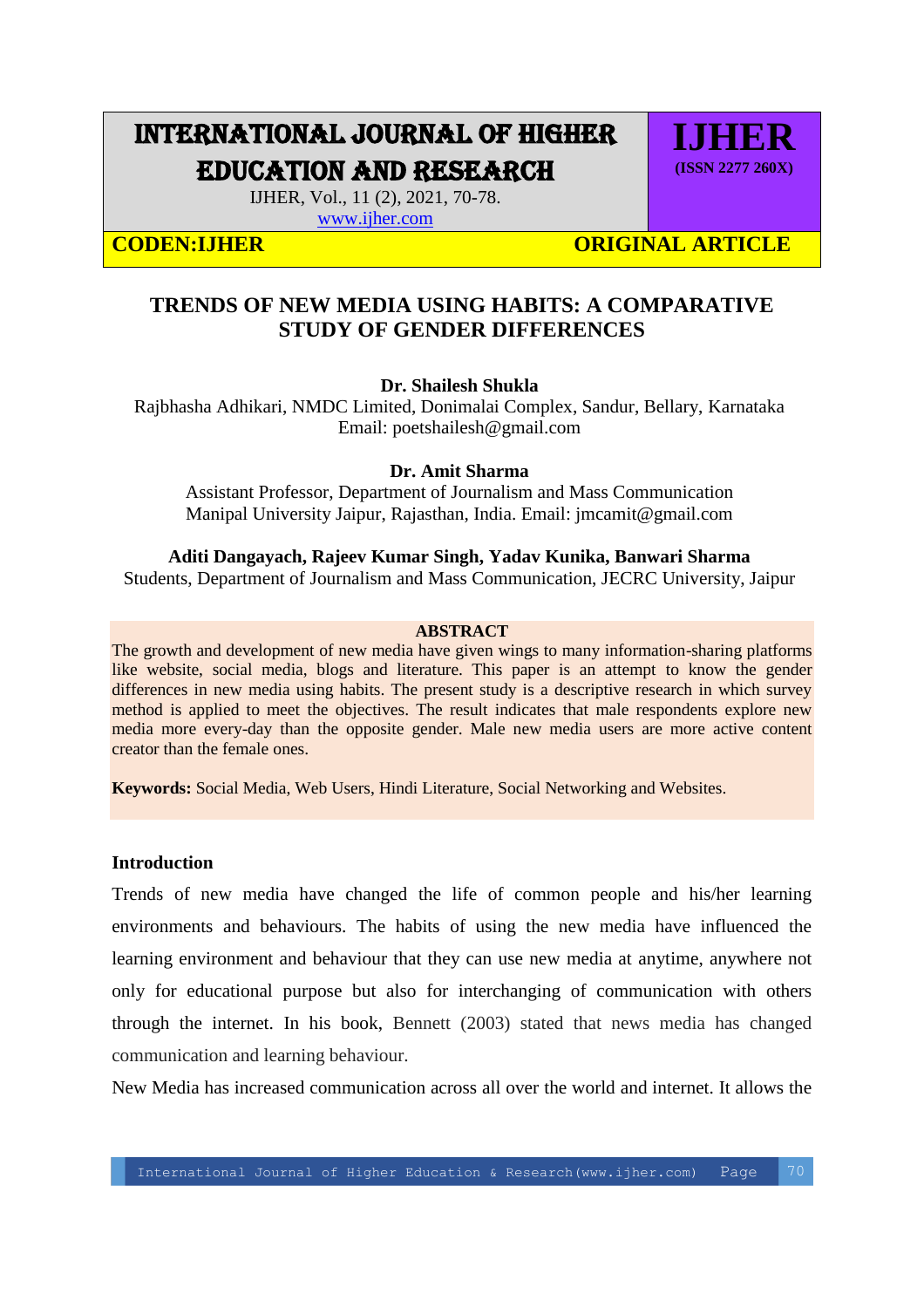# TRENDS OF NEW MEDIA USING HABITS: A COMPARATIVE STUDY OF GENDER DIFFERENCES

**Dr. Shailesh Shukla**
Rajbhasha Adhikari, NMDC Limited, Donimalai Complex, Sandur, Bellary, Karnataka
Email: poetshailesh@gmail.com

**Dr. Amit Sharma**
Assistant Professor, Department of Journalism and Mass Communication
Manipal University Jaipur, Rajasthan, India. Email: jmcamit@gmail.com

**Aditi Dangayach, Rajeev Kumar Singh, Yadav Kunika, Banwari Sharma**
Students, Department of Journalism and Mass Communication, JECRC University, Jaipur

## ABSTRACT

The growth and development of new media have given wings to many information-sharing platforms like website, social media, blogs and literature. This paper is an attempt to know the gender differences in new media using habits. The present study is a descriptive research in which survey method is applied to meet the objectives. The result indicates that male respondents explore new media more every-day than the opposite gender. Male new media users are more active content creator than the female ones.

**Keywords:** Social Media, Web Users, Hindi Literature, Social Networking and Websites.

## Introduction

Trends of new media have changed the life of common people and his/her learning environments and behaviours. The habits of using the new media have influenced the learning environment and behaviour that they can use new media at anytime, anywhere not only for educational purpose but also for interchanging of communication with others through the internet. In his book, Bennett (2003) stated that news media has changed communication and learning behaviour.

New Media has increased communication across all over the world and internet. It allows the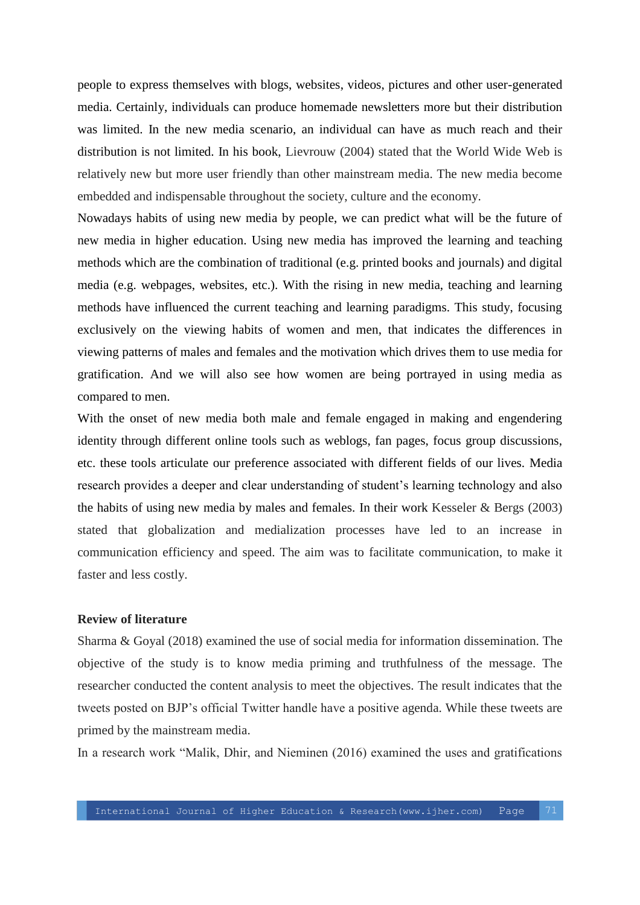people to express themselves with blogs, websites, videos, pictures and other user-generated media. Certainly, individuals can produce homemade newsletters more but their distribution was limited. In the new media scenario, an individual can have as much reach and their distribution is not limited. In his book, Lievrouw (2004) stated that the World Wide Web is relatively new but more user friendly than other mainstream media. The new media become embedded and indispensable throughout the society, culture and the economy.

Nowadays habits of using new media by people, we can predict what will be the future of new media in higher education. Using new media has improved the learning and teaching methods which are the combination of traditional (e.g. printed books and journals) and digital media (e.g. webpages, websites, etc.). With the rising in new media, teaching and learning methods have influenced the current teaching and learning paradigms. This study, focusing exclusively on the viewing habits of women and men, that indicates the differences in viewing patterns of males and females and the motivation which drives them to use media for gratification. And we will also see how women are being portrayed in using media as compared to men.

With the onset of new media both male and female engaged in making and engendering identity through different online tools such as weblogs, fan pages, focus group discussions, etc. these tools articulate our preference associated with different fields of our lives. Media research provides a deeper and clear understanding of student's learning technology and also the habits of using new media by males and females. In their work Kesseler & Bergs (2003) stated that globalization and medialization processes have led to an increase in communication efficiency and speed. The aim was to facilitate communication, to make it faster and less costly.

## Review of literature

Sharma & Goyal (2018) examined the use of social media for information dissemination. The objective of the study is to know media priming and truthfulness of the message. The researcher conducted the content analysis to meet the objectives. The result indicates that the tweets posted on BJP's official Twitter handle have a positive agenda. While these tweets are primed by the mainstream media.

In a research work "Malik, Dhir, and Nieminen (2016) examined the uses and gratifications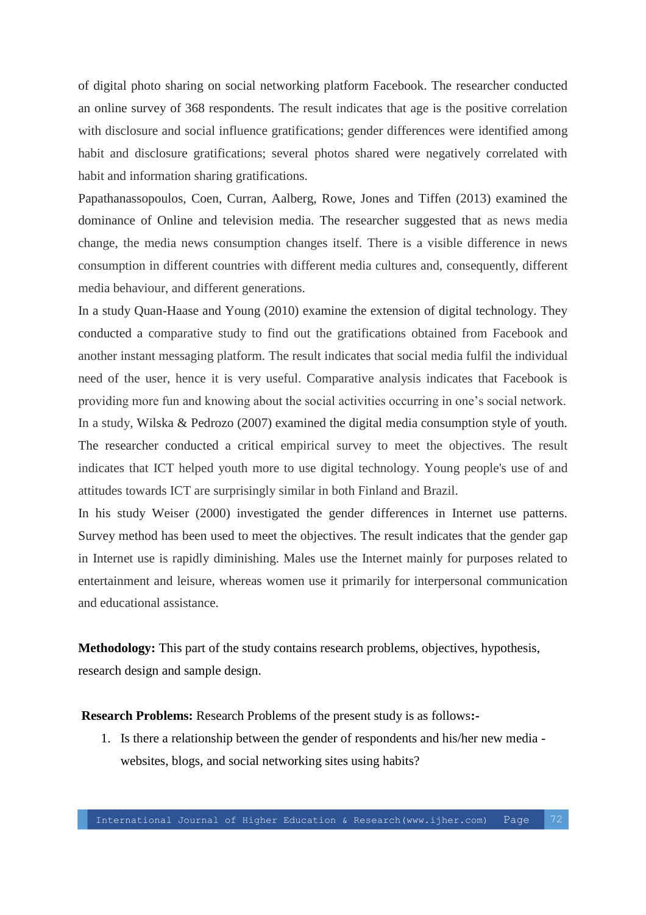of digital photo sharing on social networking platform Facebook. The researcher conducted an online survey of 368 respondents. The result indicates that age is the positive correlation with disclosure and social influence gratifications; gender differences were identified among habit and disclosure gratifications; several photos shared were negatively correlated with habit and information sharing gratifications.

Papathanassopoulos, Coen, Curran, Aalberg, Rowe, Jones and Tiffen (2013) examined the dominance of Online and television media. The researcher suggested that as news media change, the media news consumption changes itself. There is a visible difference in news consumption in different countries with different media cultures and, consequently, different media behaviour, and different generations.

In a study Quan-Haase and Young (2010) examine the extension of digital technology. They conducted a comparative study to find out the gratifications obtained from Facebook and another instant messaging platform. The result indicates that social media fulfil the individual need of the user, hence it is very useful. Comparative analysis indicates that Facebook is providing more fun and knowing about the social activities occurring in one's social network.

In a study, Wilska & Pedrozo (2007) examined the digital media consumption style of youth. The researcher conducted a critical empirical survey to meet the objectives. The result indicates that ICT helped youth more to use digital technology. Young people's use of and attitudes towards ICT are surprisingly similar in both Finland and Brazil.

In his study Weiser (2000) investigated the gender differences in Internet use patterns. Survey method has been used to meet the objectives. The result indicates that the gender gap in Internet use is rapidly diminishing. Males use the Internet mainly for purposes related to entertainment and leisure, whereas women use it primarily for interpersonal communication and educational assistance.

**Methodology:** This part of the study contains research problems, objectives, hypothesis, research design and sample design.

**Research Problems:** Research Problems of the present study is as follows**:-**

1. Is there a relationship between the gender of respondents and his/her new media - websites, blogs, and social networking sites using habits?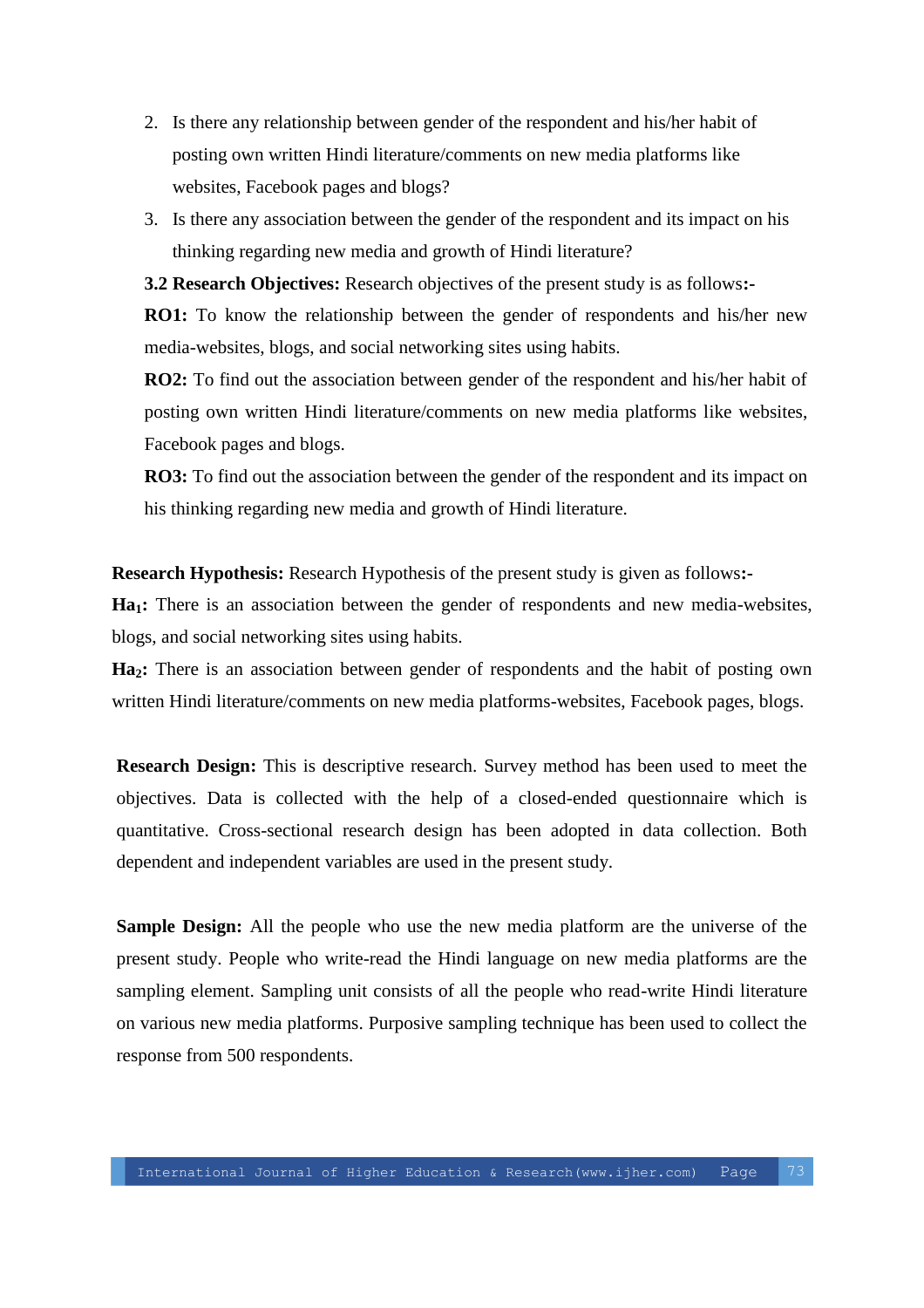2. Is there any relationship between gender of the respondent and his/her habit of posting own written Hindi literature/comments on new media platforms like websites, Facebook pages and blogs?
3. Is there any association between the gender of the respondent and its impact on his thinking regarding new media and growth of Hindi literature?

**3.2 Research Objectives:** Research objectives of the present study is as follows**:-**

**RO1:** To know the relationship between the gender of respondents and his/her new media-websites, blogs, and social networking sites using habits.

**RO2:** To find out the association between gender of the respondent and his/her habit of posting own written Hindi literature/comments on new media platforms like websites, Facebook pages and blogs.

**RO3:** To find out the association between the gender of the respondent and its impact on his thinking regarding new media and growth of Hindi literature.

**Research Hypothesis:** Research Hypothesis of the present study is given as follows**:-**

**$Ha_1$:** There is an association between the gender of respondents and new media-websites, blogs, and social networking sites using habits.

**$Ha_2$:** There is an association between gender of respondents and the habit of posting own written Hindi literature/comments on new media platforms-websites, Facebook pages, blogs.

**Research Design:** This is descriptive research. Survey method has been used to meet the objectives. Data is collected with the help of a closed-ended questionnaire which is quantitative. Cross-sectional research design has been adopted in data collection. Both dependent and independent variables are used in the present study.

**Sample Design:** All the people who use the new media platform are the universe of the present study. People who write-read the Hindi language on new media platforms are the sampling element. Sampling unit consists of all the people who read-write Hindi literature on various new media platforms. Purposive sampling technique has been used to collect the response from 500 respondents.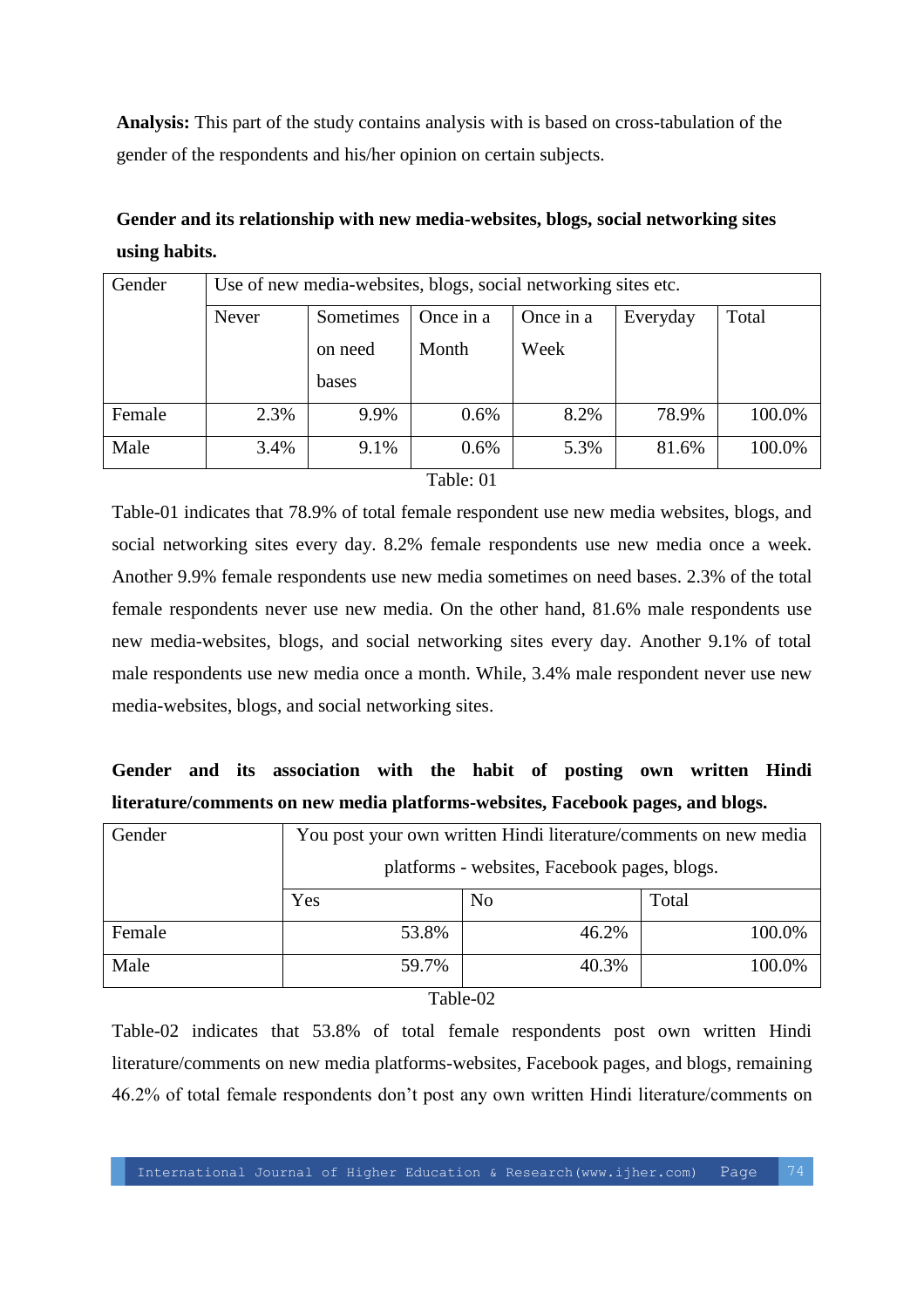**Analysis:** This part of the study contains analysis with is based on cross-tabulation of the gender of the respondents and his/her opinion on certain subjects.

**Gender and its relationship with new media-websites, blogs, social networking sites using habits.**

| Gender | Use of new media-websites, blogs, social networking sites etc. | | | | | |
|---|---|---|---|---|---|---|
| | Never | Sometimes on need bases | Once in a Month | Once in a Week | Everyday | Total |
| Female | 2.3% | 9.9% | 0.6% | 8.2% | 78.9% | 100.0% |
| Male | 3.4% | 9.1% | 0.6% | 5.3% | 81.6% | 100.0% |

Table: 01

Table-01 indicates that 78.9% of total female respondent use new media websites, blogs, and social networking sites every day. 8.2% female respondents use new media once a week. Another 9.9% female respondents use new media sometimes on need bases. 2.3% of the total female respondents never use new media. On the other hand, 81.6% male respondents use new media-websites, blogs, and social networking sites every day. Another 9.1% of total male respondents use new media once a month. While, 3.4% male respondent never use new media-websites, blogs, and social networking sites.

**Gender and its association with the habit of posting own written Hindi literature/comments on new media platforms-websites, Facebook pages, and blogs.**

| Gender | You post your own written Hindi literature/comments on new media platforms - websites, Facebook pages, blogs. | | |
|---|---|---|---|
| | Yes | No | Total |
| Female | 53.8% | 46.2% | 100.0% |
| Male | 59.7% | 40.3% | 100.0% |

Table-02

Table-02 indicates that 53.8% of total female respondents post own written Hindi literature/comments on new media platforms-websites, Facebook pages, and blogs, remaining 46.2% of total female respondents don't post any own written Hindi literature/comments on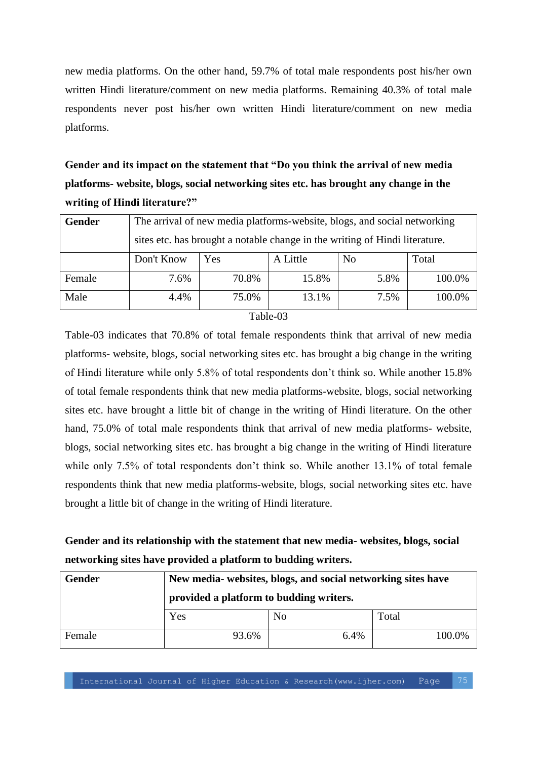new media platforms. On the other hand, 59.7% of total male respondents post his/her own written Hindi literature/comment on new media platforms. Remaining 40.3% of total male respondents never post his/her own written Hindi literature/comment on new media platforms.

**Gender and its impact on the statement that "Do you think the arrival of new media platforms- website, blogs, social networking sites etc. has brought any change in the writing of Hindi literature?"**

| Gender | The arrival of new media platforms-website, blogs, and social networking sites etc. has brought a notable change in the writing of Hindi literature. | | | | |
|---|---|---|---|---|---|
| | Don't Know | Yes | A Little | No | Total |
| Female | 7.6% | 70.8% | 15.8% | 5.8% | 100.0% |
| Male | 4.4% | 75.0% | 13.1% | 7.5% | 100.0% |

Table-03

Table-03 indicates that 70.8% of total female respondents think that arrival of new media platforms- website, blogs, social networking sites etc. has brought a big change in the writing of Hindi literature while only 5.8% of total respondents don't think so. While another 15.8% of total female respondents think that new media platforms-website, blogs, social networking sites etc. have brought a little bit of change in the writing of Hindi literature. On the other hand, 75.0% of total male respondents think that arrival of new media platforms- website, blogs, social networking sites etc. has brought a big change in the writing of Hindi literature while only 7.5% of total respondents don't think so. While another 13.1% of total female respondents think that new media platforms-website, blogs, social networking sites etc. have brought a little bit of change in the writing of Hindi literature.

**Gender and its relationship with the statement that new media- websites, blogs, social networking sites have provided a platform to budding writers.**

| Gender | **New media- websites, blogs, and social networking sites have provided a platform to budding writers.** | | |
|---|---|---|---|
| | Yes | No | Total |
| Female | 93.6% | 6.4% | 100.0% |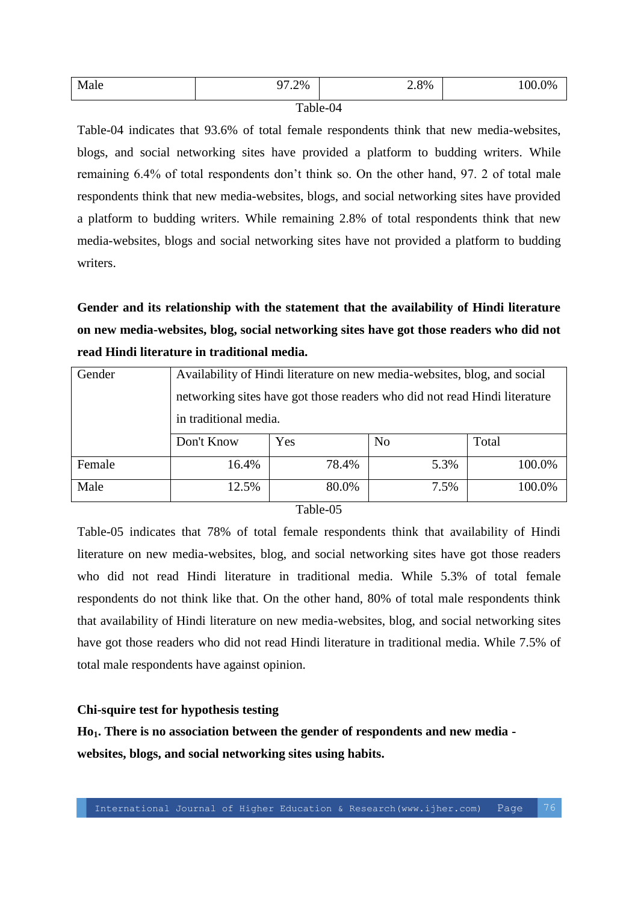| Male | 97.2% | 2.8% | 100.0% |
|---|---|---|---|

Table-04

Table-04 indicates that 93.6% of total female respondents think that new media-websites, blogs, and social networking sites have provided a platform to budding writers. While remaining 6.4% of total respondents don't think so. On the other hand, 97. 2 of total male respondents think that new media-websites, blogs, and social networking sites have provided a platform to budding writers. While remaining 2.8% of total respondents think that new media-websites, blogs and social networking sites have not provided a platform to budding writers.

**Gender and its relationship with the statement that the availability of Hindi literature on new media-websites, blog, social networking sites have got those readers who did not read Hindi literature in traditional media.**

| Gender | Availability of Hindi literature on new media-websites, blog, and social networking sites have got those readers who did not read Hindi literature in traditional media. | | | |
|---|---|---|---|---|
| | Don't Know | Yes | No | Total |
| Female | 16.4% | 78.4% | 5.3% | 100.0% |
| Male | 12.5% | 80.0% | 7.5% | 100.0% |

Table-05

Table-05 indicates that 78% of total female respondents think that availability of Hindi literature on new media-websites, blog, and social networking sites have got those readers who did not read Hindi literature in traditional media. While 5.3% of total female respondents do not think like that. On the other hand, 80% of total male respondents think that availability of Hindi literature on new media-websites, blog, and social networking sites have got those readers who did not read Hindi literature in traditional media. While 7.5% of total male respondents have against opinion.

**Chi-squire test for hypothesis testing**

**$Ho_1$. There is no association between the gender of respondents and new media - websites, blogs, and social networking sites using habits.**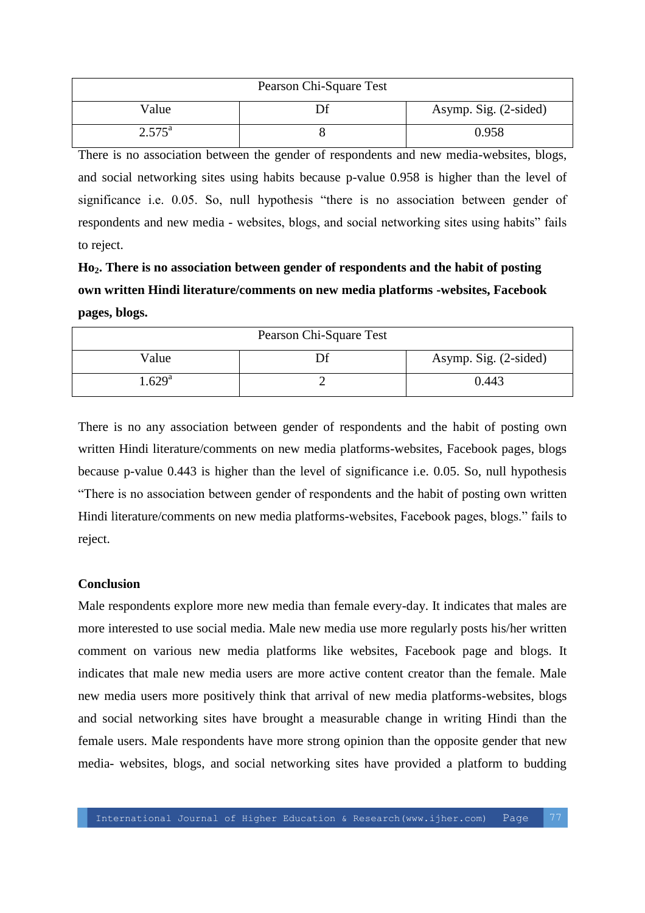| Pearson Chi-Square Test | | |
|---|---|---|
| Value | Df | Asymp. Sig. (2-sided) |
| 2.575[a] | 8 | 0.958 |

There is no association between the gender of respondents and new media-websites, blogs, and social networking sites using habits because p-value 0.958 is higher than the level of significance i.e. 0.05. So, null hypothesis "there is no association between gender of respondents and new media - websites, blogs, and social networking sites using habits" fails to reject.

**$Ho_2$. There is no association between gender of respondents and the habit of posting own written Hindi literature/comments on new media platforms -websites, Facebook pages, blogs.**

| Pearson Chi-Square Test | | |
|---|---|---|
| Value | Df | Asymp. Sig. (2-sided) |
| 1.629[a] | 2 | 0.443 |

There is no any association between gender of respondents and the habit of posting own written Hindi literature/comments on new media platforms-websites, Facebook pages, blogs because p-value 0.443 is higher than the level of significance i.e. 0.05. So, null hypothesis "There is no association between gender of respondents and the habit of posting own written Hindi literature/comments on new media platforms-websites, Facebook pages, blogs." fails to reject.

**Conclusion**

Male respondents explore more new media than female every-day. It indicates that males are more interested to use social media. Male new media use more regularly posts his/her written comment on various new media platforms like websites, Facebook page and blogs. It indicates that male new media users are more active content creator than the female. Male new media users more positively think that arrival of new media platforms-websites, blogs and social networking sites have brought a measurable change in writing Hindi than the female users. Male respondents have more strong opinion than the opposite gender that new media- websites, blogs, and social networking sites have provided a platform to budding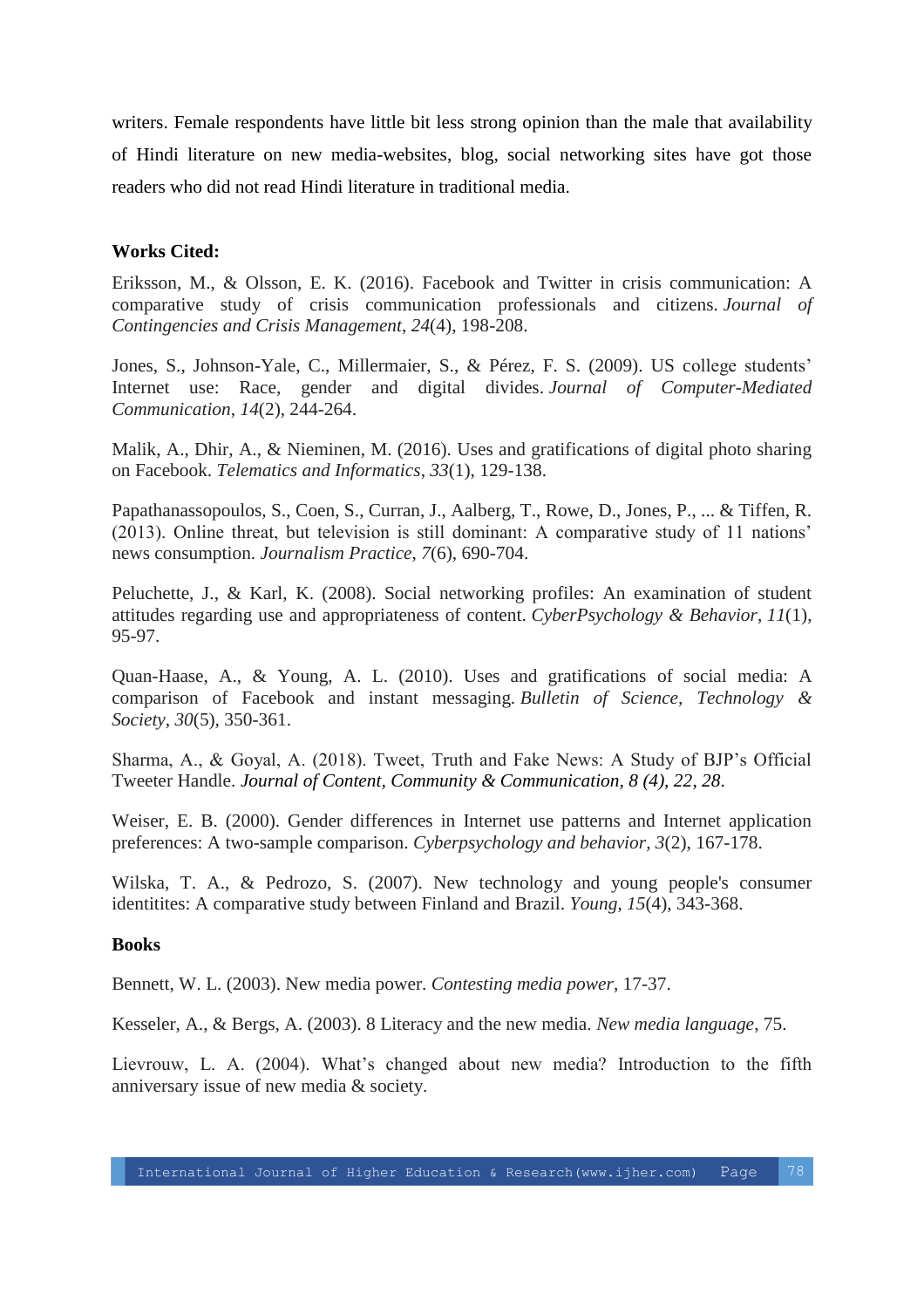writers. Female respondents have little bit less strong opinion than the male that availability of Hindi literature on new media-websites, blog, social networking sites have got those readers who did not read Hindi literature in traditional media.

**Works Cited:**

Eriksson, M., & Olsson, E. K. (2016). Facebook and Twitter in crisis communication: A comparative study of crisis communication professionals and citizens. *Journal of Contingencies and Crisis Management*, *24*(4), 198-208.

Jones, S., Johnson-Yale, C., Millermaier, S., & Pérez, F. S. (2009). US college students' Internet use: Race, gender and digital divides. *Journal of Computer-Mediated Communication*, *14*(2), 244-264.

Malik, A., Dhir, A., & Nieminen, M. (2016). Uses and gratifications of digital photo sharing on Facebook. *Telematics and Informatics*, *33*(1), 129-138.

Papathanassopoulos, S., Coen, S., Curran, J., Aalberg, T., Rowe, D., Jones, P., ... & Tiffen, R. (2013). Online threat, but television is still dominant: A comparative study of 11 nations' news consumption. *Journalism Practice*, *7*(6), 690-704.

Peluchette, J., & Karl, K. (2008). Social networking profiles: An examination of student attitudes regarding use and appropriateness of content. *CyberPsychology & Behavior*, *11*(1), 95-97.

Quan-Haase, A., & Young, A. L. (2010). Uses and gratifications of social media: A comparison of Facebook and instant messaging. *Bulletin of Science, Technology & Society*, *30*(5), 350-361.

Sharma, A., & Goyal, A. (2018). Tweet, Truth and Fake News: A Study of BJP's Official Tweeter Handle. *Journal of Content, Community & Communication, 8 (4), 22, 28.*

Weiser, E. B. (2000). Gender differences in Internet use patterns and Internet application preferences: A two-sample comparison. *Cyberpsychology and behavior*, *3*(2), 167-178.

Wilska, T. A., & Pedrozo, S. (2007). New technology and young people's consumer identitites: A comparative study between Finland and Brazil. *Young*, *15*(4), 343-368.

**Books**

Bennett, W. L. (2003). New media power. *Contesting media power*, 17-37.

Kesseler, A., & Bergs, A. (2003). 8 Literacy and the new media. *New media language*, 75.

Lievrouw, L. A. (2004). What's changed about new media? Introduction to the fifth anniversary issue of new media & society.